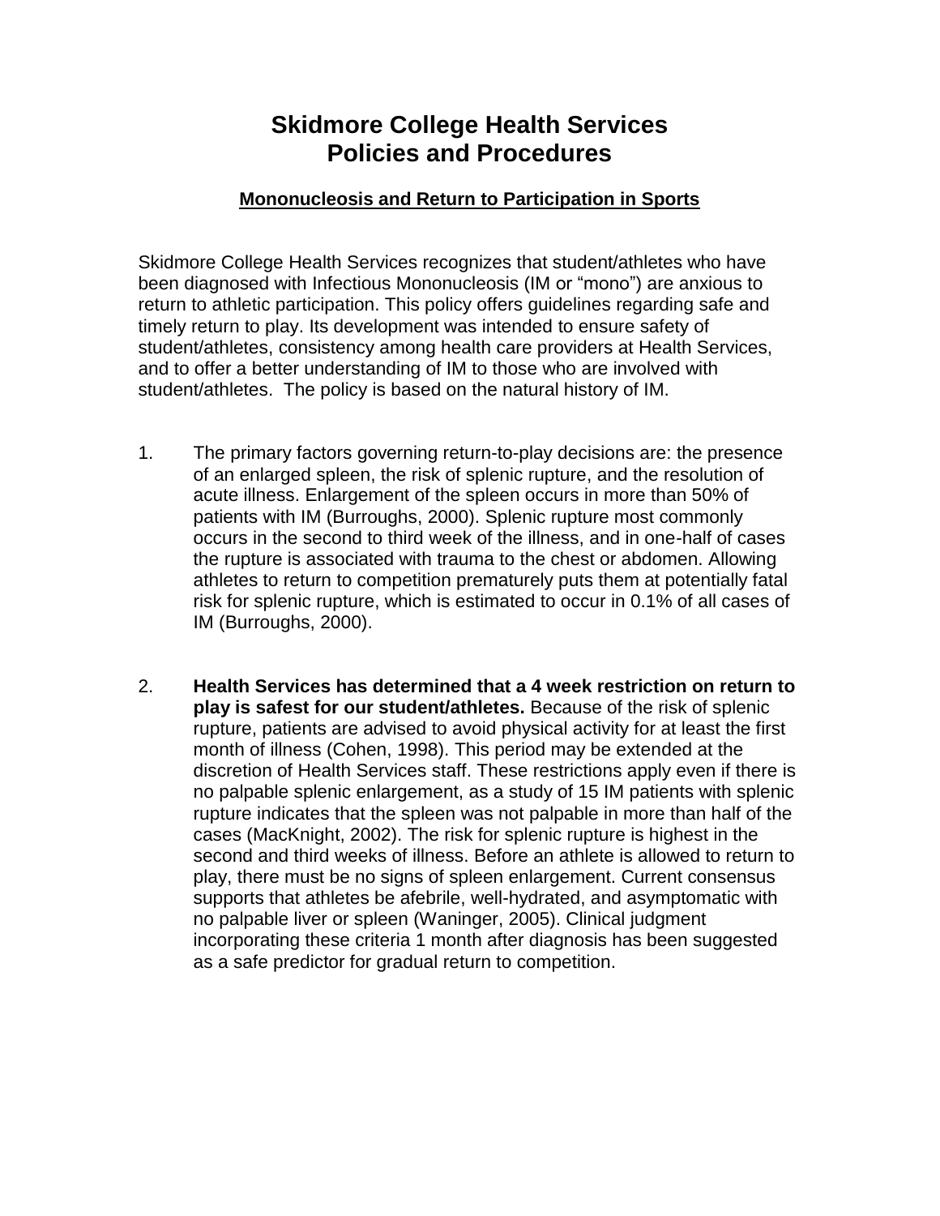# Skidmore College Health Services
# Policies and Procedures

## Mononucleosis and Return to Participation in Sports

Skidmore College Health Services recognizes that student/athletes who have been diagnosed with Infectious Mononucleosis (IM or "mono") are anxious to return to athletic participation. This policy offers guidelines regarding safe and timely return to play. Its development was intended to ensure safety of student/athletes, consistency among health care providers at Health Services, and to offer a better understanding of IM to those who are involved with student/athletes. The policy is based on the natural history of IM.

1. The primary factors governing return-to-play decisions are: the presence of an enlarged spleen, the risk of splenic rupture, and the resolution of acute illness. Enlargement of the spleen occurs in more than 50% of patients with IM (Burroughs, 2000). Splenic rupture most commonly occurs in the second to third week of the illness, and in one-half of cases the rupture is associated with trauma to the chest or abdomen. Allowing athletes to return to competition prematurely puts them at potentially fatal risk for splenic rupture, which is estimated to occur in 0.1% of all cases of IM (Burroughs, 2000).

2. **Health Services has determined that a 4 week restriction on return to play is safest for our student/athletes.** Because of the risk of splenic rupture, patients are advised to avoid physical activity for at least the first month of illness (Cohen, 1998). This period may be extended at the discretion of Health Services staff. These restrictions apply even if there is no palpable splenic enlargement, as a study of 15 IM patients with splenic rupture indicates that the spleen was not palpable in more than half of the cases (MacKnight, 2002). The risk for splenic rupture is highest in the second and third weeks of illness. Before an athlete is allowed to return to play, there must be no signs of spleen enlargement. Current consensus supports that athletes be afebrile, well-hydrated, and asymptomatic with no palpable liver or spleen (Waninger, 2005). Clinical judgment incorporating these criteria 1 month after diagnosis has been suggested as a safe predictor for gradual return to competition.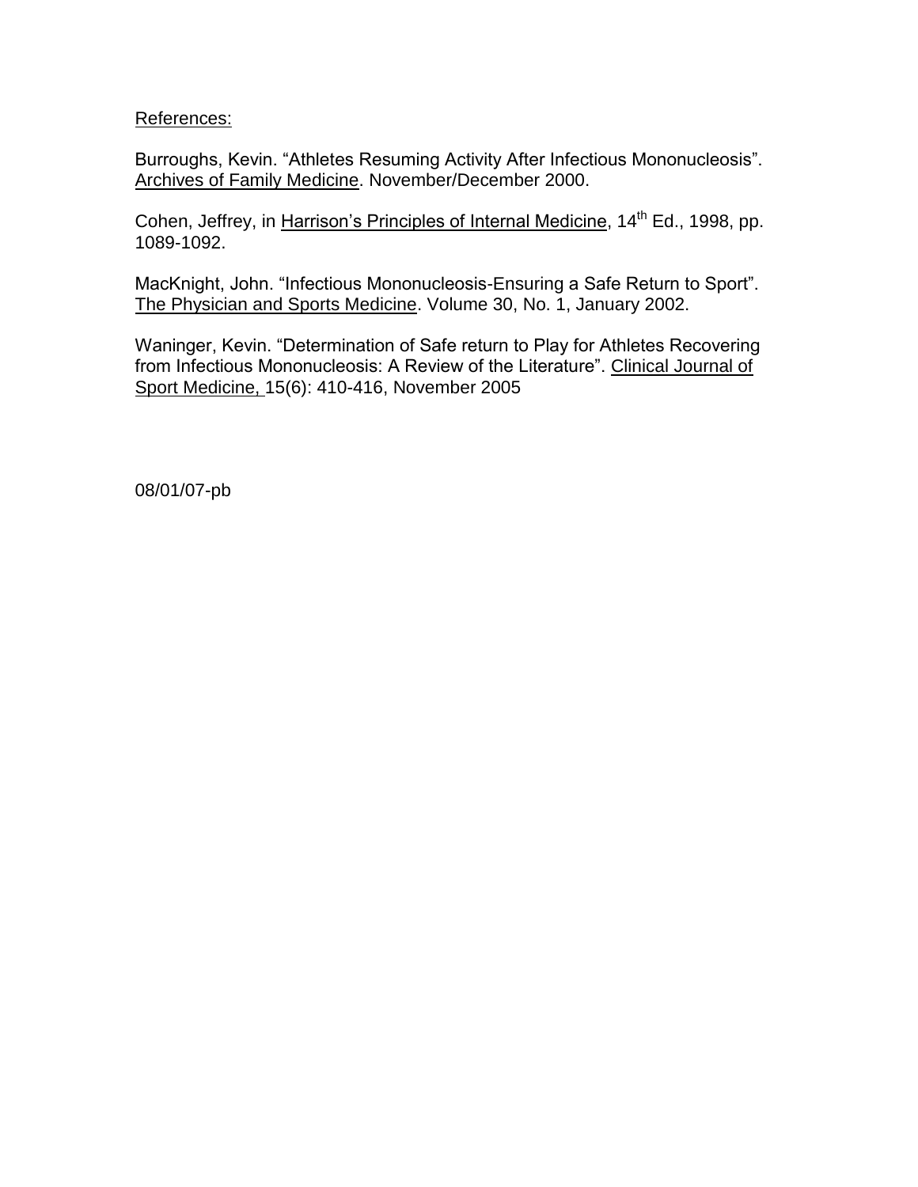References:

Burroughs, Kevin. “Athletes Resuming Activity After Infectious Mononucleosis”. Archives of Family Medicine. November/December 2000.

Cohen, Jeffrey, in Harrison’s Principles of Internal Medicine, 14th Ed., 1998, pp. 1089-1092.

MacKnight, John. “Infectious Mononucleosis-Ensuring a Safe Return to Sport”. The Physician and Sports Medicine. Volume 30, No. 1, January 2002.

Waninger, Kevin. “Determination of Safe return to Play for Athletes Recovering from Infectious Mononucleosis: A Review of the Literature”. Clinical Journal of Sport Medicine, 15(6): 410-416, November 2005

08/01/07-pb